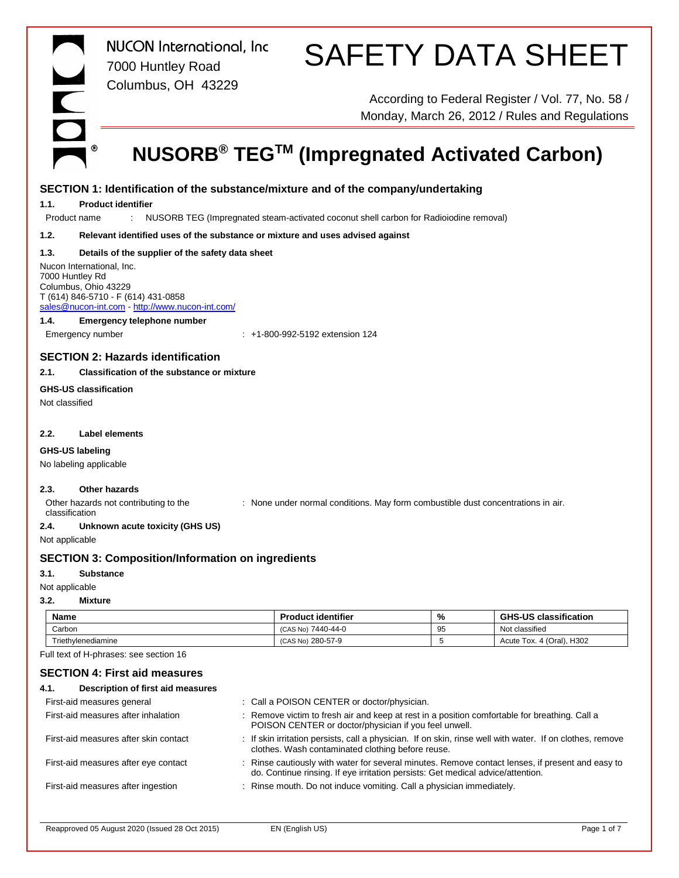NUCON International, Inc
7000 Huntley Road
Columbus, OH 43229

# SAFETY DATA SHEET

According to Federal Register / Vol. 77, No. 58 / Monday, March 26, 2012 / Rules and Regulations

# NUSORB® TEG™ (Impregnated Activated Carbon)

## SECTION 1: Identification of the substance/mixture and of the company/undertaking

### 1.1. Product identifier

Product name : NUSORB TEG (Impregnated steam-activated coconut shell carbon for Radioiodine removal)

### 1.2. Relevant identified uses of the substance or mixture and uses advised against

### 1.3. Details of the supplier of the safety data sheet

Nucon International, Inc.
7000 Huntley Rd
Columbus, Ohio 43229
T (614) 846-5710 - F (614) 431-0858
sales@nucon-int.com - http://www.nucon-int.com/

### 1.4. Emergency telephone number

Emergency number : +1-800-992-5192 extension 124

## SECTION 2: Hazards identification

### 2.1. Classification of the substance or mixture

**GHS-US classification**

Not classified

### 2.2. Label elements

**GHS-US labeling**

No labeling applicable

### 2.3. Other hazards

Other hazards not contributing to the classification : None under normal conditions. May form combustible dust concentrations in air.

### 2.4. Unknown acute toxicity (GHS US)

Not applicable

## SECTION 3: Composition/Information on ingredients

### 3.1. Substance

Not applicable

### 3.2. Mixture

| Name | Product identifier | % | GHS-US classification |
|---|---|---|---|
| Carbon | (CAS No) 7440-44-0 | 95 | Not classified |
| Triethylenediamine | (CAS No) 280-57-9 | 5 | Acute Tox. 4 (Oral), H302 |

Full text of H-phrases: see section 16

## SECTION 4: First aid measures

### 4.1. Description of first aid measures

First-aid measures general : Call a POISON CENTER or doctor/physician.

First-aid measures after inhalation : Remove victim to fresh air and keep at rest in a position comfortable for breathing. Call a POISON CENTER or doctor/physician if you feel unwell.

First-aid measures after skin contact : If skin irritation persists, call a physician. If on skin, rinse well with water. If on clothes, remove clothes. Wash contaminated clothing before reuse.

First-aid measures after eye contact : Rinse cautiously with water for several minutes. Remove contact lenses, if present and easy to do. Continue rinsing. If eye irritation persists: Get medical advice/attention.

First-aid measures after ingestion : Rinse mouth. Do not induce vomiting. Call a physician immediately.

Reapproved 05 August 2020 (Issued 28 Oct 2015) EN (English US)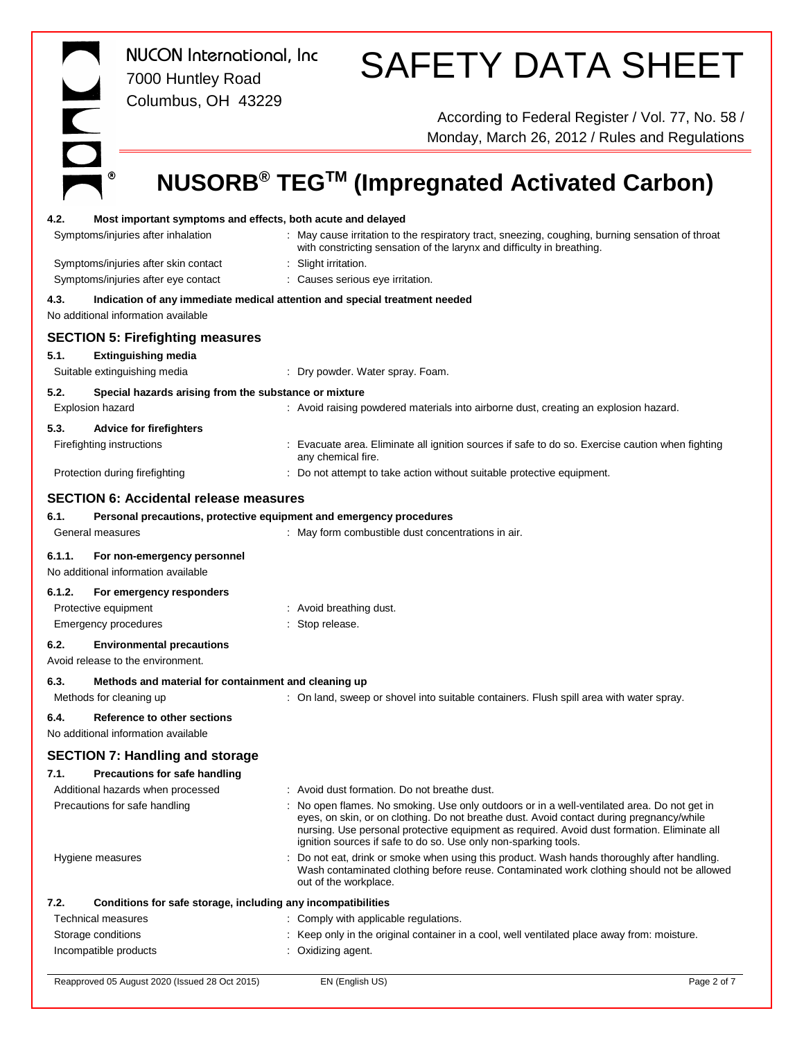#### 4.2. Most important symptoms and effects, both acute and delayed

| | |
|---|---|
| Symptoms/injuries after inhalation | : May cause irritation to the respiratory tract, sneezing, coughing, burning sensation of throat with constricting sensation of the larynx and difficulty in breathing. |
| Symptoms/injuries after skin contact | : Slight irritation. |
| Symptoms/injuries after eye contact | : Causes serious eye irritation. |

#### 4.3. Indication of any immediate medical attention and special treatment needed

No additional information available

## SECTION 5: Firefighting measures

#### 5.1. Extinguishing media

| | |
|---|---|
| Suitable extinguishing media | : Dry powder. Water spray. Foam. |

#### 5.2. Special hazards arising from the substance or mixture

| | |
|---|---|
| Explosion hazard | : Avoid raising powdered materials into airborne dust, creating an explosion hazard. |

#### 5.3. Advice for firefighters

| | |
|---|---|
| Firefighting instructions | : Evacuate area. Eliminate all ignition sources if safe to do so. Exercise caution when fighting any chemical fire. |
| Protection during firefighting | : Do not attempt to take action without suitable protective equipment. |

## SECTION 6: Accidental release measures

#### 6.1. Personal precautions, protective equipment and emergency procedures

| | |
|---|---|
| General measures | : May form combustible dust concentrations in air. |

#### 6.1.1. For non-emergency personnel

No additional information available

#### 6.1.2. For emergency responders

| | |
|---|---|
| Protective equipment | : Avoid breathing dust. |
| Emergency procedures | : Stop release. |

#### 6.2. Environmental precautions

Avoid release to the environment.

#### 6.3. Methods and material for containment and cleaning up

| | |
|---|---|
| Methods for cleaning up | : On land, sweep or shovel into suitable containers. Flush spill area with water spray. |

#### 6.4. Reference to other sections

No additional information available

## SECTION 7: Handling and storage

#### 7.1. Precautions for safe handling

| | |
|---|---|
| Additional hazards when processed | : Avoid dust formation. Do not breathe dust. |
| Precautions for safe handling | : No open flames. No smoking. Use only outdoors or in a well-ventilated area. Do not get in eyes, on skin, or on clothing. Do not breathe dust. Avoid contact during pregnancy/while nursing. Use personal protective equipment as required. Avoid dust formation. Eliminate all ignition sources if safe to do so. Use only non-sparking tools. |
| Hygiene measures | : Do not eat, drink or smoke when using this product. Wash hands thoroughly after handling. Wash contaminated clothing before reuse. Contaminated work clothing should not be allowed out of the workplace. |

#### 7.2. Conditions for safe storage, including any incompatibilities

| | |
|---|---|
| Technical measures | : Comply with applicable regulations. |
| Storage conditions | : Keep only in the original container in a cool, well ventilated place away from: moisture. |
| Incompatible products | : Oxidizing agent. |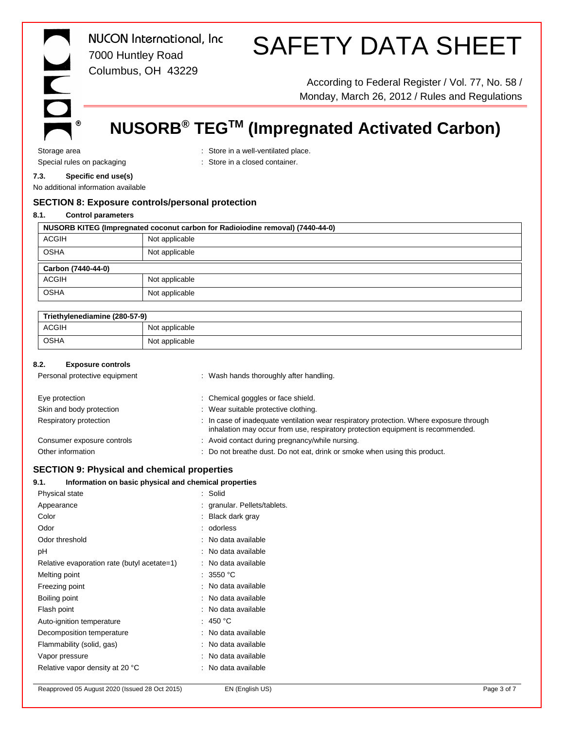Storage area : Store in a well-ventilated place.

Special rules on packaging : Store in a closed container.

#### 7.3. Specific end use(s)

No additional information available

## SECTION 8: Exposure controls/personal protection

#### 8.1. Control parameters

| NUSORB KITEG (Impregnated coconut carbon for Radioiodine removal) (7440-44-0) | |
|---|---|
| ACGIH | Not applicable |
| OSHA | Not applicable |

| Carbon (7440-44-0) | |
|---|---|
| ACGIH | Not applicable |
| OSHA | Not applicable |

| Triethylenediamine (280-57-9) | |
|---|---|
| ACGIH | Not applicable |
| OSHA | Not applicable |

#### 8.2. Exposure controls

Personal protective equipment : Wash hands thoroughly after handling.

Eye protection : Chemical goggles or face shield.

Skin and body protection : Wear suitable protective clothing.

Respiratory protection : In case of inadequate ventilation wear respiratory protection. Where exposure through inhalation may occur from use, respiratory protection equipment is recommended.

Consumer exposure controls : Avoid contact during pregnancy/while nursing.

Other information : Do not breathe dust. Do not eat, drink or smoke when using this product.

## SECTION 9: Physical and chemical properties

#### 9.1. Information on basic physical and chemical properties

Physical state : Solid

Appearance : granular. Pellets/tablets.

Color : Black dark gray

Odor : odorless

Odor threshold : No data available

pH : No data available

Relative evaporation rate (butyl acetate=1) : No data available

Melting point : 3550 °C

Freezing point : No data available

Boiling point : No data available

Flash point : No data available

Auto-ignition temperature : 450 °C

Decomposition temperature : No data available

Flammability (solid, gas) : No data available

Vapor pressure : No data available

Relative vapor density at 20 °C : No data available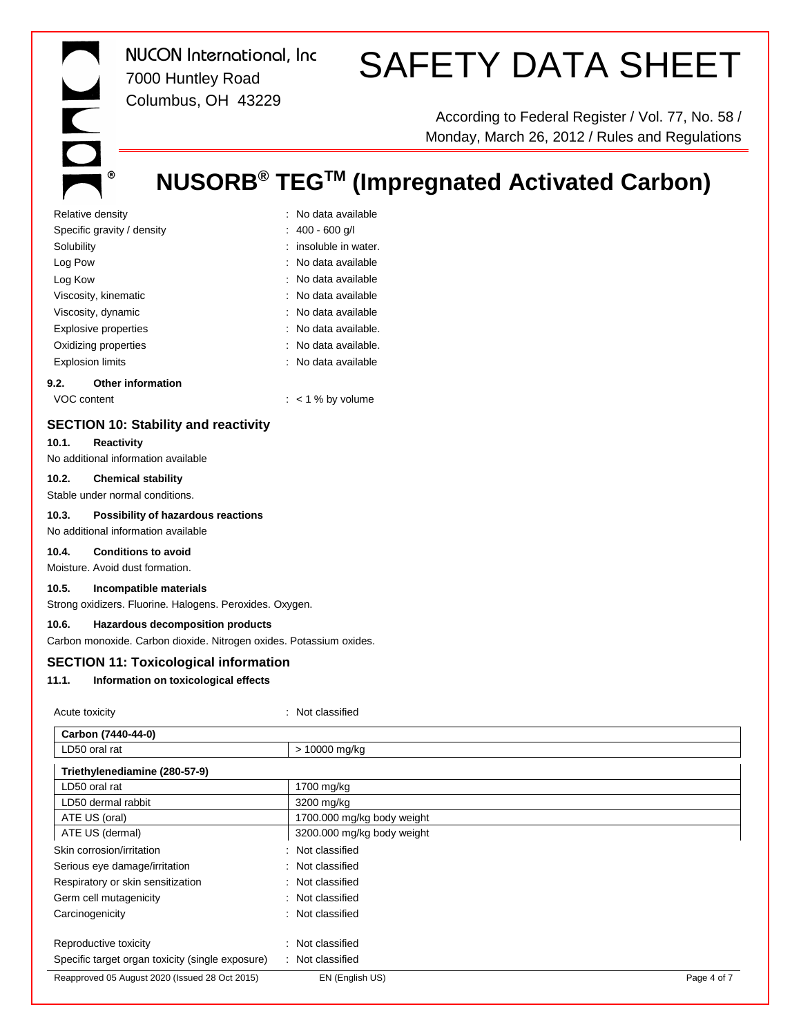| | |
|---|---|
| Relative density | : No data available |
| Specific gravity / density | : 400 - 600 g/l |
| Solubility | : insoluble in water. |
| Log Pow | : No data available |
| Log Kow | : No data available |
| Viscosity, kinematic | : No data available |
| Viscosity, dynamic | : No data available |
| Explosive properties | : No data available. |
| Oxidizing properties | : No data available. |
| Explosion limits | : No data available |

### 9.2. Other information

| | |
|---|---|
| VOC content | : < 1 % by volume |

## SECTION 10: Stability and reactivity

### 10.1. Reactivity

No additional information available

### 10.2. Chemical stability

Stable under normal conditions.

### 10.3. Possibility of hazardous reactions

No additional information available

### 10.4. Conditions to avoid

Moisture. Avoid dust formation.

### 10.5. Incompatible materials

Strong oxidizers. Fluorine. Halogens. Peroxides. Oxygen.

### 10.6. Hazardous decomposition products

Carbon monoxide. Carbon dioxide. Nitrogen oxides. Potassium oxides.

## SECTION 11: Toxicological information

### 11.1. Information on toxicological effects

| | |
|---|---|
| Acute toxicity | : Not classified |

| **Carbon (7440-44-0)** | |
|---|---|
| LD50 oral rat | > 10000 mg/kg |

| **Triethylenediamine (280-57-9)** | |
|---|---|
| LD50 oral rat | 1700 mg/kg |
| LD50 dermal rabbit | 3200 mg/kg |
| ATE US (oral) | 1700.000 mg/kg body weight |
| ATE US (dermal) | 3200.000 mg/kg body weight |

| | |
|---|---|
| Skin corrosion/irritation | : Not classified |
| Serious eye damage/irritation | : Not classified |
| Respiratory or skin sensitization | : Not classified |
| Germ cell mutagenicity | : Not classified |
| Carcinogenicity | : Not classified |
| Reproductive toxicity | : Not classified |
| Specific target organ toxicity (single exposure) | : Not classified |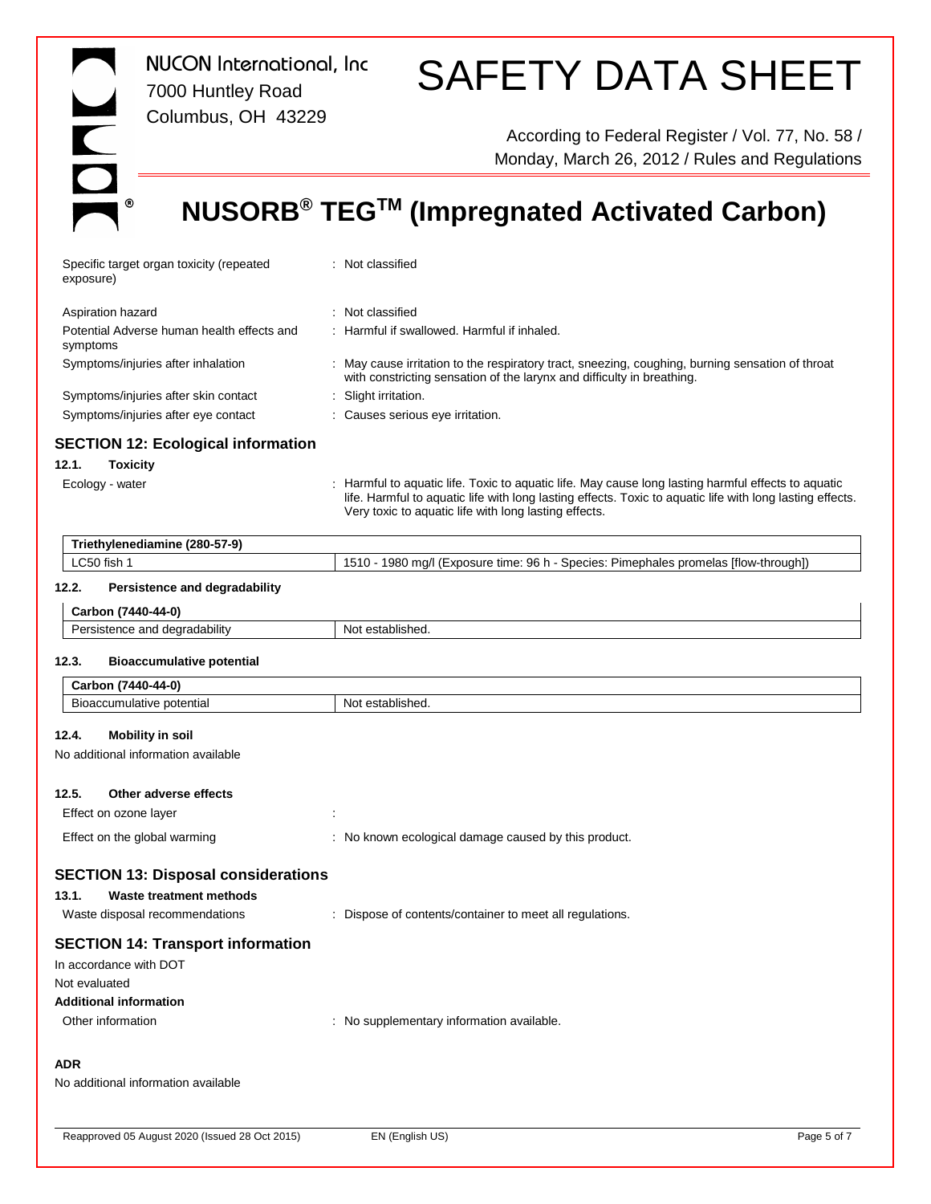| | |
|---|---|
| Specific target organ toxicity (repeated exposure) | : Not classified |
| Aspiration hazard | : Not classified |
| Potential Adverse human health effects and symptoms | : Harmful if swallowed. Harmful if inhaled. |
| Symptoms/injuries after inhalation | : May cause irritation to the respiratory tract, sneezing, coughing, burning sensation of throat with constricting sensation of the larynx and difficulty in breathing. |
| Symptoms/injuries after skin contact | : Slight irritation. |
| Symptoms/injuries after eye contact | : Causes serious eye irritation. |

## SECTION 12: Ecological information

### 12.1. Toxicity

Ecology - water : Harmful to aquatic life. Toxic to aquatic life. May cause long lasting harmful effects to aquatic life. Harmful to aquatic life with long lasting effects. Toxic to aquatic life with long lasting effects. Very toxic to aquatic life with long lasting effects.

| Triethylenediamine (280-57-9) | |
|---|---|
| LC50 fish 1 | 1510 - 1980 mg/l (Exposure time: 96 h - Species: Pimephales promelas [flow-through]) |

### 12.2. Persistence and degradability

| Carbon (7440-44-0) | |
|---|---|
| Persistence and degradability | Not established. |

### 12.3. Bioaccumulative potential

| Carbon (7440-44-0) | |
|---|---|
| Bioaccumulative potential | Not established. |

### 12.4. Mobility in soil

No additional information available

### 12.5. Other adverse effects

| | |
|---|---|
| Effect on ozone layer | : |
| Effect on the global warming | : No known ecological damage caused by this product. |

## SECTION 13: Disposal considerations

### 13.1. Waste treatment methods

Waste disposal recommendations : Dispose of contents/container to meet all regulations.

## SECTION 14: Transport information

In accordance with DOT

Not evaluated

**Additional information**

Other information : No supplementary information available.

**ADR**

No additional information available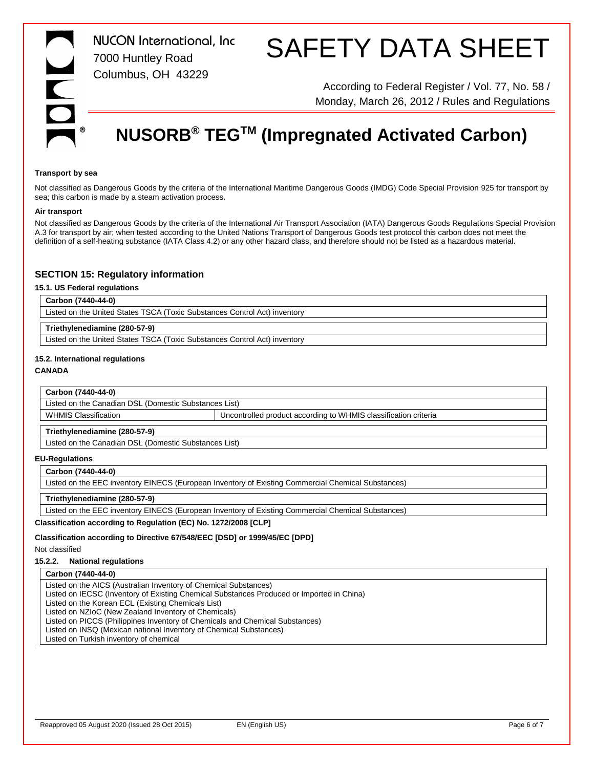**Transport by sea**

Not classified as Dangerous Goods by the criteria of the International Maritime Dangerous Goods (IMDG) Code Special Provision 925 for transport by sea; this carbon is made by a steam activation process.

**Air transport**

Not classified as Dangerous Goods by the criteria of the International Air Transport Association (IATA) Dangerous Goods Regulations Special Provision A.3 for transport by air; when tested according to the United Nations Transport of Dangerous Goods test protocol this carbon does not meet the definition of a self-heating substance (IATA Class 4.2) or any other hazard class, and therefore should not be listed as a hazardous material.

## SECTION 15: Regulatory information

### 15.1. US Federal regulations

| **Carbon (7440-44-0)** |
|---|
| Listed on the United States TSCA (Toxic Substances Control Act) inventory |

| **Triethylenediamine (280-57-9)** |
|---|
| Listed on the United States TSCA (Toxic Substances Control Act) inventory |

### 15.2. International regulations

**CANADA**

| **Carbon (7440-44-0)** | |
|---|---|
| Listed on the Canadian DSL (Domestic Substances List) | |
| WHMIS Classification | Uncontrolled product according to WHMIS classification criteria |

| **Triethylenediamine (280-57-9)** |
|---|
| Listed on the Canadian DSL (Domestic Substances List) |

**EU-Regulations**

| **Carbon (7440-44-0)** |
|---|
| Listed on the EEC inventory EINECS (European Inventory of Existing Commercial Chemical Substances) |

| **Triethylenediamine (280-57-9)** |
|---|
| Listed on the EEC inventory EINECS (European Inventory of Existing Commercial Chemical Substances) |

**Classification according to Regulation (EC) No. 1272/2008 [CLP]**

**Classification according to Directive 67/548/EEC [DSD] or 1999/45/EC [DPD]**

Not classified

#### 15.2.2. National regulations

| **Carbon (7440-44-0)** |
|---|
| Listed on the AICS (Australian Inventory of Chemical Substances)<br>Listed on IECSC (Inventory of Existing Chemical Substances Produced or Imported in China)<br>Listed on the Korean ECL (Existing Chemicals List)<br>Listed on NZIoC (New Zealand Inventory of Chemicals)<br>Listed on PICCS (Philippines Inventory of Chemicals and Chemical Substances)<br>Listed on INSQ (Mexican national Inventory of Chemical Substances)<br>Listed on Turkish inventory of chemical |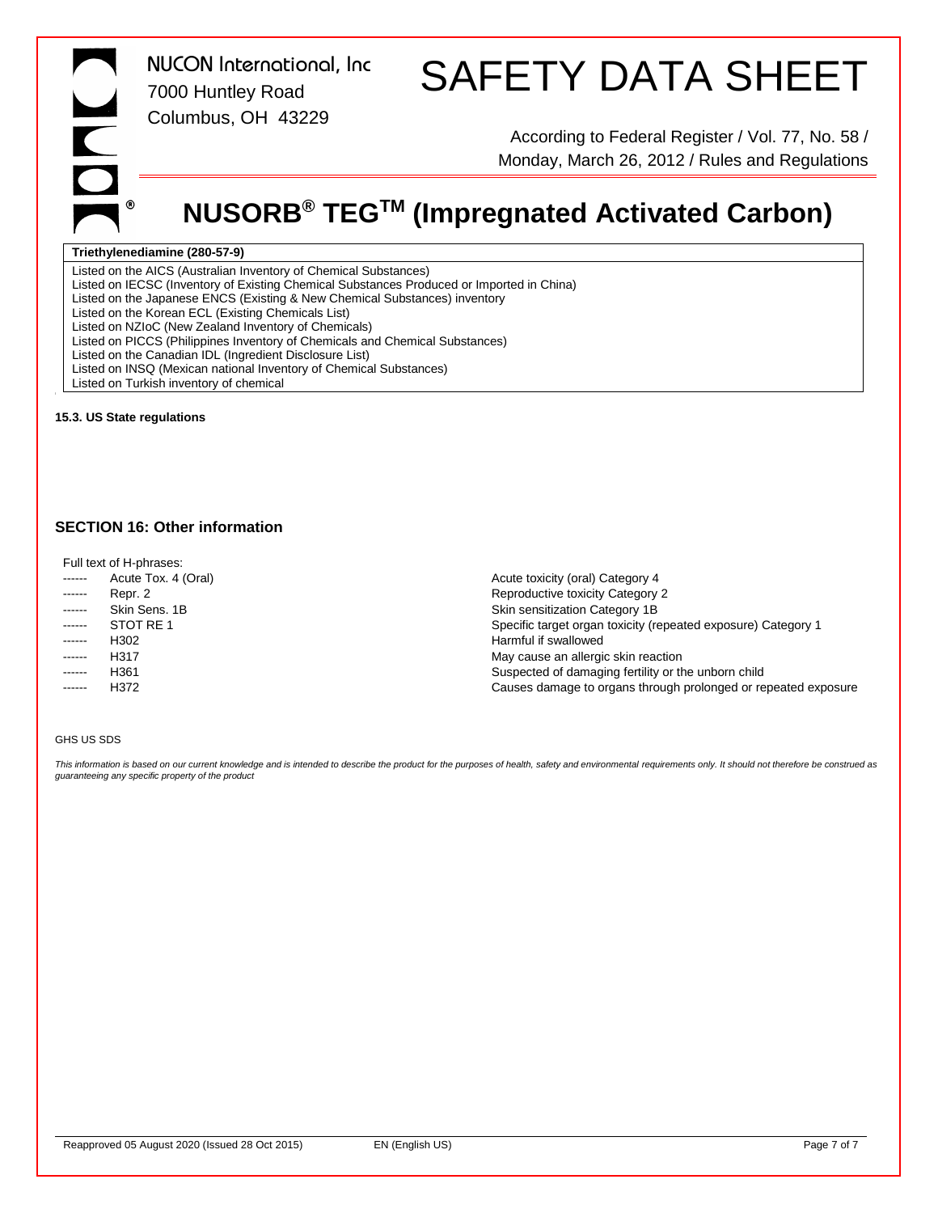| Triethylenediamine (280-57-9) |
| --- |
| Listed on the AICS (Australian Inventory of Chemical Substances)<br>Listed on IECSC (Inventory of Existing Chemical Substances Produced or Imported in China)<br>Listed on the Japanese ENCS (Existing & New Chemical Substances) inventory<br>Listed on the Korean ECL (Existing Chemicals List)<br>Listed on NZIoC (New Zealand Inventory of Chemicals)<br>Listed on PICCS (Philippines Inventory of Chemicals and Chemical Substances)<br>Listed on the Canadian IDL (Ingredient Disclosure List)<br>Listed on INSQ (Mexican national Inventory of Chemical Substances)<br>Listed on Turkish inventory of chemical |

**15.3. US State regulations**

## SECTION 16: Other information

Full text of H-phrases:

| | | |
| --- | --- | --- |
| ------ | Acute Tox. 4 (Oral) | Acute toxicity (oral) Category 4 |
| ------ | Repr. 2 | Reproductive toxicity Category 2 |
| ------ | Skin Sens. 1B | Skin sensitization Category 1B |
| ------ | STOT RE 1 | Specific target organ toxicity (repeated exposure) Category 1 |
| ------ | H302 | Harmful if swallowed |
| ------ | H317 | May cause an allergic skin reaction |
| ------ | H361 | Suspected of damaging fertility or the unborn child |
| ------ | H372 | Causes damage to organs through prolonged or repeated exposure |

GHS US SDS

*This information is based on our current knowledge and is intended to describe the product for the purposes of health, safety and environmental requirements only. It should not therefore be construed as guaranteeing any specific property of the product*